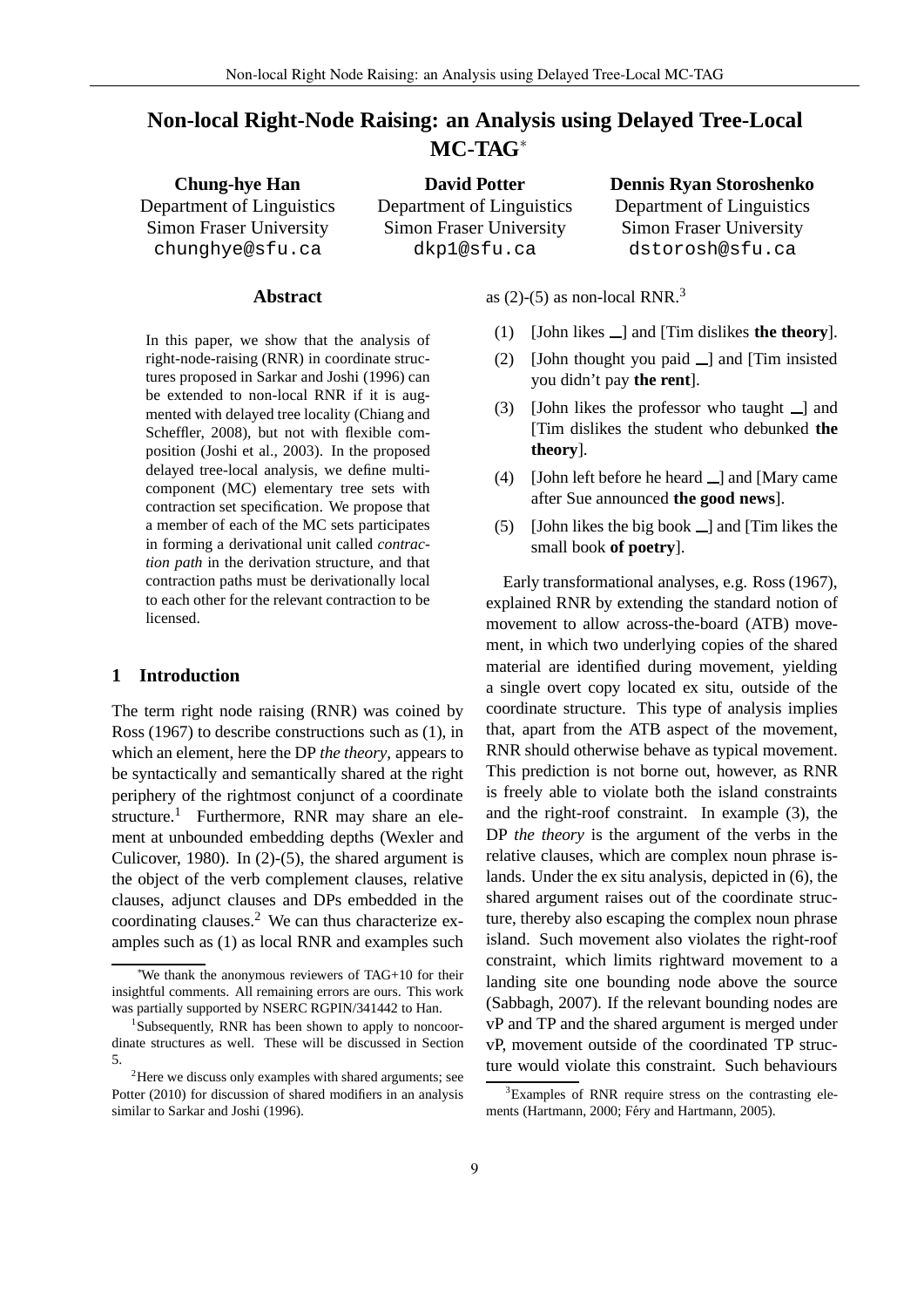# Non-local Right-Node Raising: an Analysis using Delayed Tree-Local MC-TAG*

**Chung-hye Han**
Department of Linguistics
Simon Fraser University
chunghye@sfu.ca

**David Potter**
Department of Linguistics
Simon Fraser University
dkp1@sfu.ca

**Dennis Ryan Storoshenko**
Department of Linguistics
Simon Fraser University
dstorosh@sfu.ca

## Abstract

In this paper, we show that the analysis of right-node-raising (RNR) in coordinate structures proposed in Sarkar and Joshi (1996) can be extended to non-local RNR if it is augmented with delayed tree locality (Chiang and Scheffler, 2008), but not with flexible composition (Joshi et al., 2003). In the proposed delayed tree-local analysis, we define multi-component (MC) elementary tree sets with contraction set specification. We propose that a member of each of the MC sets participates in forming a derivational unit called *contraction path* in the derivation structure, and that contraction paths must be derivationally local to each other for the relevant contraction to be licensed.

## 1 Introduction

The term right node raising (RNR) was coined by Ross (1967) to describe constructions such as (1), in which an element, here the DP *the theory*, appears to be syntactically and semantically shared at the right periphery of the rightmost conjunct of a coordinate structure.[1] Furthermore, RNR may share an element at unbounded embedding depths (Wexler and Culicover, 1980). In (2)-(5), the shared argument is the object of the verb complement clauses, relative clauses, adjunct clauses and DPs embedded in the coordinating clauses.[2] We can thus characterize examples such as (1) as local RNR and examples such as (2)-(5) as non-local RNR.[3]

(1) [John likes __] and [Tim dislikes **the theory**].

(2) [John thought you paid __] and [Tim insisted you didn't pay **the rent**].

(3) [John likes the professor who taught __] and [Tim dislikes the student who debunked **the theory**].

(4) [John left before he heard __] and [Mary came after Sue announced **the good news**].

(5) [John likes the big book __] and [Tim likes the small book **of poetry**].

Early transformational analyses, e.g. Ross (1967), explained RNR by extending the standard notion of movement to allow across-the-board (ATB) movement, in which two underlying copies of the shared material are identified during movement, yielding a single overt copy located ex situ, outside of the coordinate structure. This type of analysis implies that, apart from the ATB aspect of the movement, RNR should otherwise behave as typical movement. This prediction is not borne out, however, as RNR is freely able to violate both the island constraints and the right-roof constraint. In example (3), the DP *the theory* is the argument of the verbs in the relative clauses, which are complex noun phrase islands. Under the ex situ analysis, depicted in (6), the shared argument raises out of the coordinate structure, thereby also escaping the complex noun phrase island. Such movement also violates the right-roof constraint, which limits rightward movement to a landing site one bounding node above the source (Sabbagh, 2007). If the relevant bounding nodes are vP and TP and the shared argument is merged under vP, movement outside of the coordinated TP structure would violate this constraint. Such behaviours

---

*We thank the anonymous reviewers of TAG+10 for their insightful comments. All remaining errors are ours. This work was partially supported by NSERC RGPIN/341442 to Han.

[1] Subsequently, RNR has been shown to apply to noncoordinate structures as well. These will be discussed in Section 5.

[2] Here we discuss only examples with shared arguments; see Potter (2010) for discussion of shared modifiers in an analysis similar to Sarkar and Joshi (1996).

[3] Examples of RNR require stress on the contrasting elements (Hartmann, 2000; Féry and Hartmann, 2005).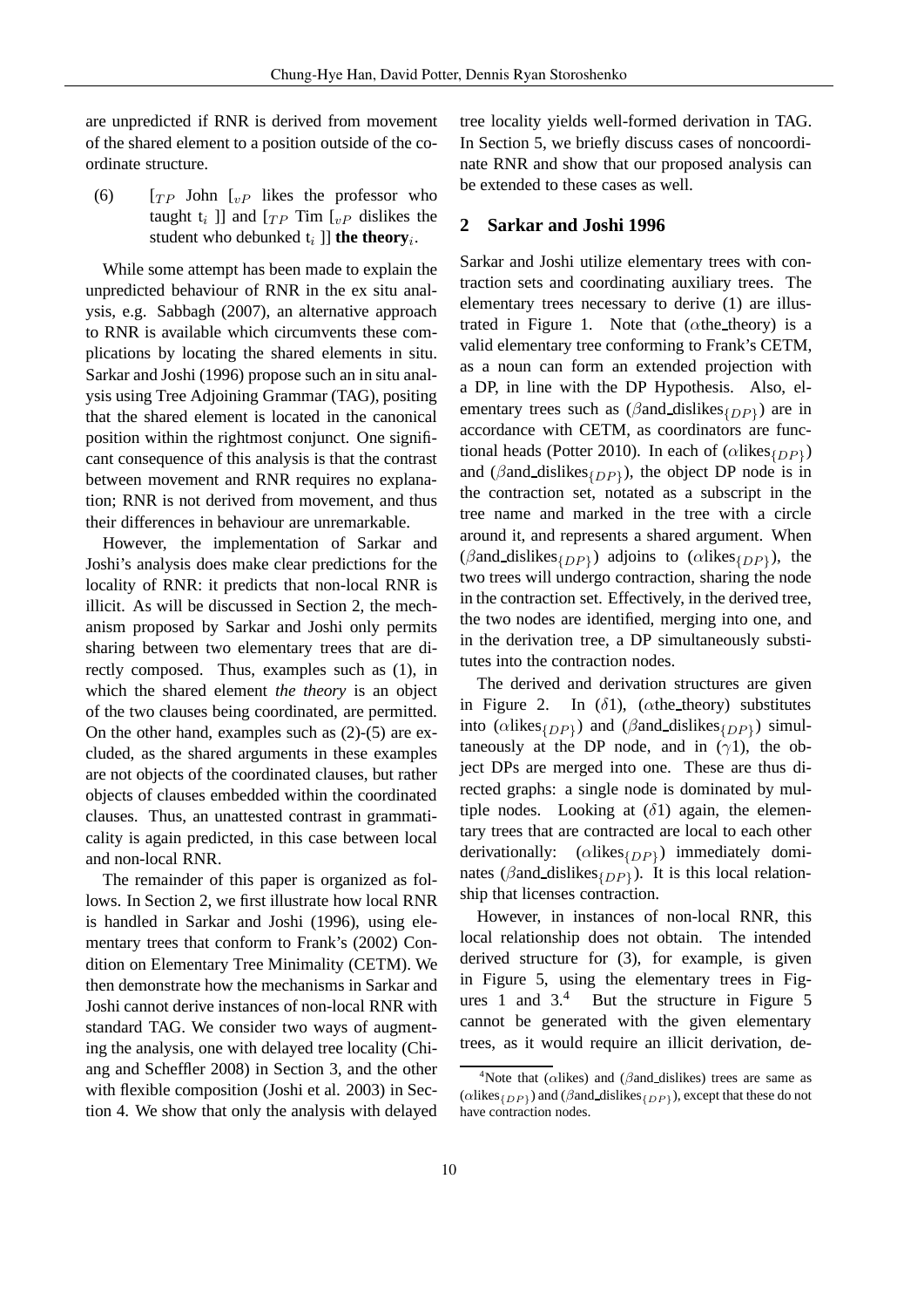are unpredicted if RNR is derived from movement of the shared element to a position outside of the coordinate structure.

(6) $[_{TP}$ John $[_{vP}$ likes the professor who taught $t_i$ ]] and $[_{TP}$ Tim $[_{vP}$ dislikes the student who debunked $t_i$ ]] **the theory**$_i$.

While some attempt has been made to explain the unpredicted behaviour of RNR in the ex situ analysis, e.g. Sabbagh (2007), an alternative approach to RNR is available which circumvents these complications by locating the shared elements in situ. Sarkar and Joshi (1996) propose such an in situ analysis using Tree Adjoining Grammar (TAG), positing that the shared element is located in the canonical position within the rightmost conjunct. One significant consequence of this analysis is that the contrast between movement and RNR requires no explanation; RNR is not derived from movement, and thus their differences in behaviour are unremarkable.

However, the implementation of Sarkar and Joshi's analysis does make clear predictions for the locality of RNR: it predicts that non-local RNR is illicit. As will be discussed in Section 2, the mechanism proposed by Sarkar and Joshi only permits sharing between two elementary trees that are directly composed. Thus, examples such as (1), in which the shared element *the theory* is an object of the two clauses being coordinated, are permitted. On the other hand, examples such as (2)-(5) are excluded, as the shared arguments in these examples are not objects of the coordinated clauses, but rather objects of clauses embedded within the coordinated clauses. Thus, an unattested contrast in grammaticality is again predicted, in this case between local and non-local RNR.

The remainder of this paper is organized as follows. In Section 2, we first illustrate how local RNR is handled in Sarkar and Joshi (1996), using elementary trees that conform to Frank's (2002) Condition on Elementary Tree Minimality (CETM). We then demonstrate how the mechanisms in Sarkar and Joshi cannot derive instances of non-local RNR with standard TAG. We consider two ways of augmenting the analysis, one with delayed tree locality (Chiang and Scheffler 2008) in Section 3, and the other with flexible composition (Joshi et al. 2003) in Section 4. We show that only the analysis with delayed tree locality yields well-formed derivation in TAG. In Section 5, we briefly discuss cases of noncoordinate RNR and show that our proposed analysis can be extended to these cases as well.

## 2 Sarkar and Joshi 1996

Sarkar and Joshi utilize elementary trees with contraction sets and coordinating auxiliary trees. The elementary trees necessary to derive (1) are illustrated in Figure 1. Note that ($\alpha$the_theory) is a valid elementary tree conforming to Frank's CETM, as a noun can form an extended projection with a DP, in line with the DP Hypothesis. Also, elementary trees such as ($\beta$and_dislikes$_{\{DP\}}$) are in accordance with CETM, as coordinators are functional heads (Potter 2010). In each of ($\alpha$likes$_{\{DP\}}$) and ($\beta$and_dislikes$_{\{DP\}}$), the object DP node is in the contraction set, notated as a subscript in the tree name and marked in the tree with a circle around it, and represents a shared argument. When ($\beta$and_dislikes$_{\{DP\}}$) adjoins to ($\alpha$likes$_{\{DP\}}$), the two trees will undergo contraction, sharing the node in the contraction set. Effectively, in the derived tree, the two nodes are identified, merging into one, and in the derivation tree, a DP simultaneously substitutes into the contraction nodes.

The derived and derivation structures are given in Figure 2. In ($\delta$1), ($\alpha$the_theory) substitutes into ($\alpha$likes$_{\{DP\}}$) and ($\beta$and_dislikes$_{\{DP\}}$) simultaneously at the DP node, and in ($\gamma$1), the object DPs are merged into one. These are thus directed graphs: a single node is dominated by multiple nodes. Looking at ($\delta$1) again, the elementary trees that are contracted are local to each other derivationally: ($\alpha$likes$_{\{DP\}}$) immediately dominates ($\beta$and_dislikes$_{\{DP\}}$). It is this local relationship that licenses contraction.

However, in instances of non-local RNR, this local relationship does not obtain. The intended derived structure for (3), for example, is given in Figure 5, using the elementary trees in Figures 1 and 3.[4] But the structure in Figure 5 cannot be generated with the given elementary trees, as it would require an illicit derivation, de-

[4]Note that ($\alpha$likes) and ($\beta$and_dislikes) trees are same as ($\alpha$likes$_{\{DP\}}$) and ($\beta$and_dislikes$_{\{DP\}}$), except that these do not have contraction nodes.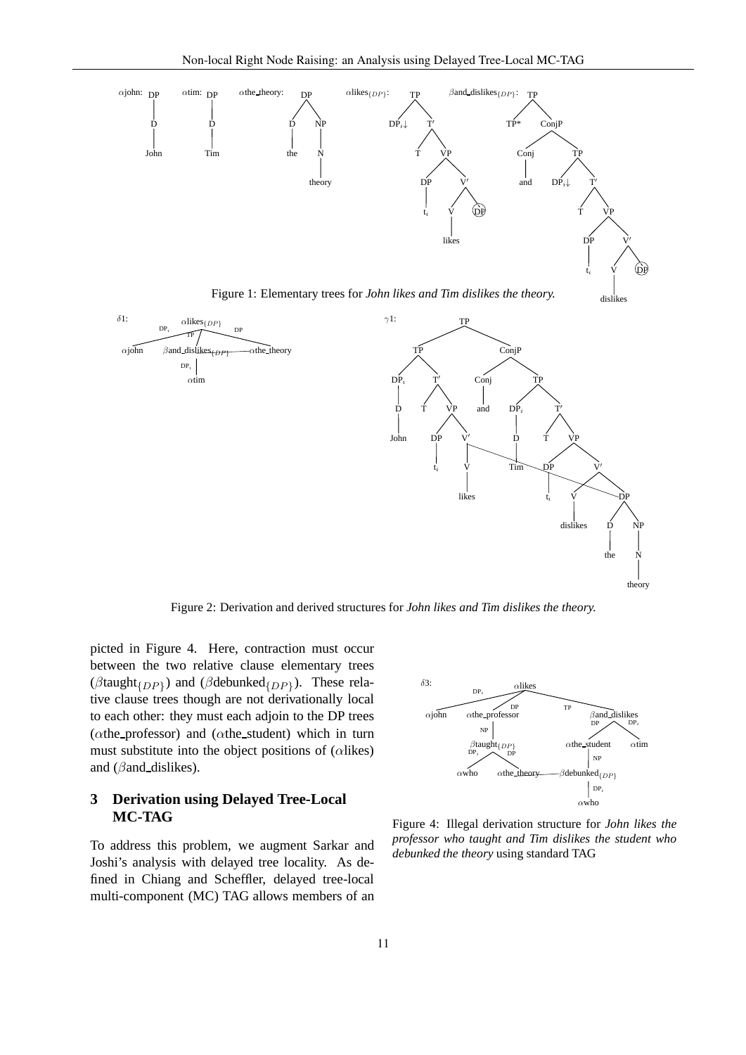Figure 1: Elementary trees for *John likes and Tim dislikes the theory.*

Figure 2: Derivation and derived structures for *John likes and Tim dislikes the theory.*

picted in Figure 4. Here, contraction must occur between the two relative clause elementary trees ($\beta$taught$_{\{DP\}}$) and ($\beta$debunked$_{\{DP\}}$). These relative clause trees though are not derivationally local to each other: they must each adjoin to the DP trees ($\alpha$the_professor) and ($\alpha$the_student) which in turn must substitute into the object positions of ($\alpha$likes) and ($\beta$and_dislikes).

## 3 Derivation using Delayed Tree-Local MC-TAG

To address this problem, we augment Sarkar and Joshi's analysis with delayed tree locality. As defined in Chiang and Scheffler, delayed tree-local multi-component (MC) TAG allows members of an

Figure 4: Illegal derivation structure for *John likes the professor who taught and Tim dislikes the student who debunked the theory* using standard TAG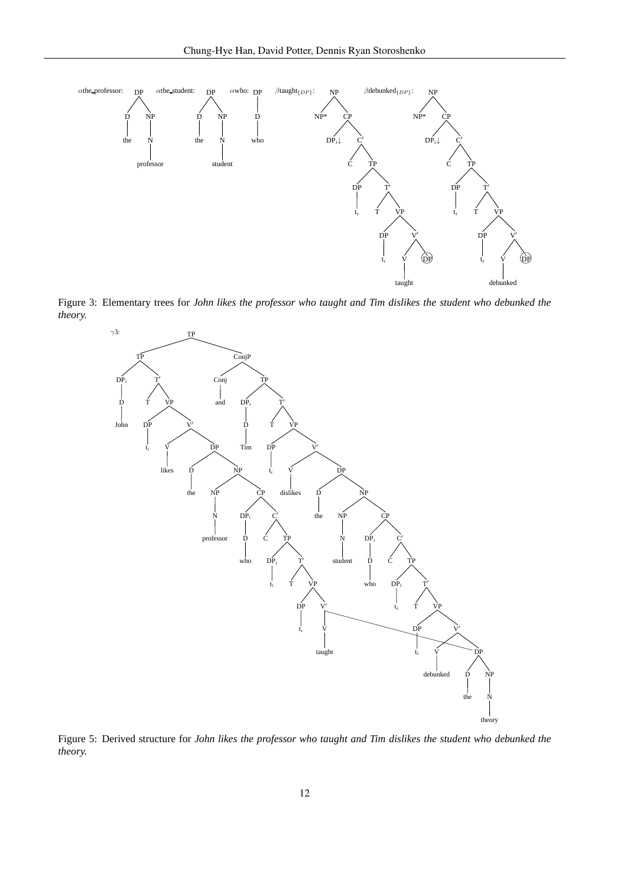Figure 3: Elementary trees for *John likes the professor who taught and Tim dislikes the student who debunked the theory.*

Figure 5: Derived structure for *John likes the professor who taught and Tim dislikes the student who debunked the theory.*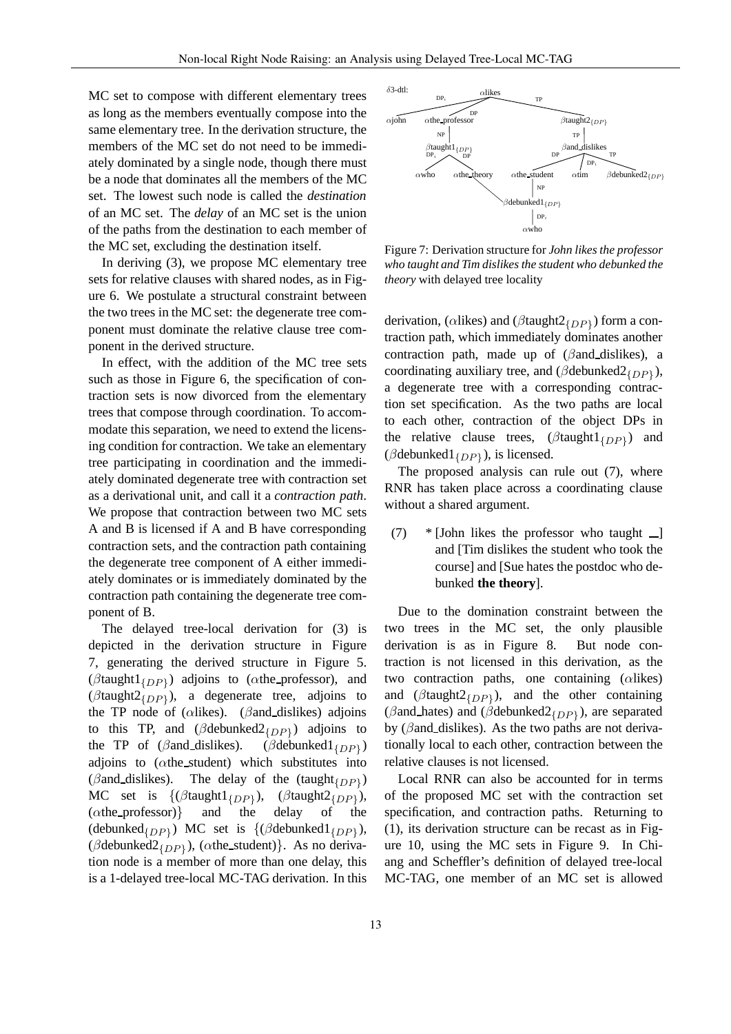MC set to compose with different elementary trees as long as the members eventually compose into the same elementary tree. In the derivation structure, the members of the MC set do not need to be immediately dominated by a single node, though there must be a node that dominates all the members of the MC set. The lowest such node is called the *destination* of an MC set. The *delay* of an MC set is the union of the paths from the destination to each member of the MC set, excluding the destination itself.

In deriving (3), we propose MC elementary tree sets for relative clauses with shared nodes, as in Figure 6. We postulate a structural constraint between the two trees in the MC set: the degenerate tree component must dominate the relative clause tree component in the derived structure.

In effect, with the addition of the MC tree sets such as those in Figure 6, the specification of contraction sets is now divorced from the elementary trees that compose through coordination. To accommodate this separation, we need to extend the licensing condition for contraction. We take an elementary tree participating in coordination and the immediately dominated degenerate tree with contraction set as a derivational unit, and call it a *contraction path*. We propose that contraction between two MC sets A and B is licensed if A and B have corresponding contraction sets, and the contraction path containing the degenerate tree component of A either immediately dominates or is immediately dominated by the contraction path containing the degenerate tree component of B.

The delayed tree-local derivation for (3) is depicted in the derivation structure in Figure 7, generating the derived structure in Figure 5. ($\beta$taught1$_{\{DP\}}$) adjoins to ($\alpha$the_professor), and ($\beta$taught2$_{\{DP\}}$), a degenerate tree, adjoins to the TP node of ($\alpha$likes). ($\beta$and_dislikes) adjoins to this TP, and ($\beta$debunked2$_{\{DP\}}$) adjoins to the TP of ($\beta$and_dislikes). ($\beta$debunked1$_{\{DP\}}$) adjoins to ($\alpha$the_student) which substitutes into ($\beta$and_dislikes). The delay of the (taught$_{\{DP\}}$) MC set is {($\beta$taught1$_{\{DP\}}$), ($\beta$taught2$_{\{DP\}}$), ($\alpha$the_professor)} and the delay of the (debunked$_{\{DP\}}$) MC set is {($\beta$debunked1$_{\{DP\}}$), ($\beta$debunked2$_{\{DP\}}$), ($\alpha$the_student)}. As no derivation node is a member of more than one delay, this is a 1-delayed tree-local MC-TAG derivation. In this derivation, ($\alpha$likes) and ($\beta$taught2$_{\{DP\}}$) form a contraction path, which immediately dominates another contraction path, made up of ($\beta$and_dislikes), a coordinating auxiliary tree, and ($\beta$debunked2$_{\{DP\}}$), a degenerate tree with a corresponding contraction set specification. As the two paths are local to each other, contraction of the object DPs in the relative clause trees, ($\beta$taught1$_{\{DP\}}$) and ($\beta$debunked1$_{\{DP\}}$), is licensed.

Figure 7: Derivation structure for *John likes the professor who taught and Tim dislikes the student who debunked the theory* with delayed tree locality

The proposed analysis can rule out (7), where RNR has taken place across a coordinating clause without a shared argument.

(7) * [John likes the professor who taught __] and [Tim dislikes the student who took the course] and [Sue hates the postdoc who debunked **the theory**].

Due to the domination constraint between the two trees in the MC set, the only plausible derivation is as in Figure 8. But node contraction is not licensed in this derivation, as the two contraction paths, one containing ($\alpha$likes) and ($\beta$taught2$_{\{DP\}}$), and the other containing ($\beta$and_hates) and ($\beta$debunked2$_{\{DP\}}$), are separated by ($\beta$and_dislikes). As the two paths are not derivationally local to each other, contraction between the relative clauses is not licensed.

Local RNR can also be accounted for in terms of the proposed MC set with the contraction set specification, and contraction paths. Returning to (1), its derivation structure can be recast as in Figure 10, using the MC sets in Figure 9. In Chiang and Scheffler's definition of delayed tree-local MC-TAG, one member of an MC set is allowed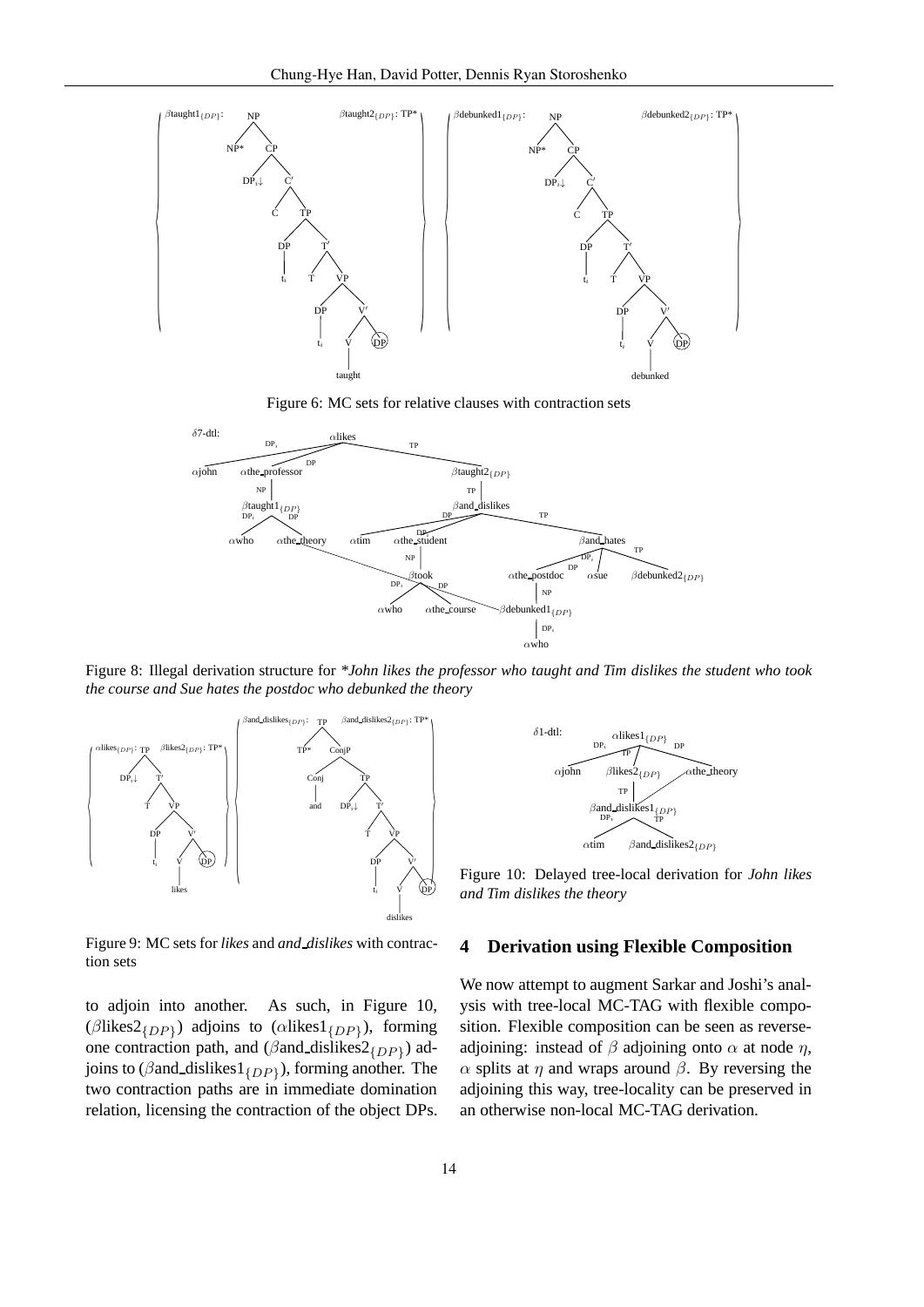Figure 6: MC sets for relative clauses with contraction sets

Figure 8: Illegal derivation structure for *\*John likes the professor who taught and Tim dislikes the student who took the course and Sue hates the postdoc who debunked the theory*

Figure 9: MC sets for *likes* and *and_dislikes* with contraction sets

Figure 10: Delayed tree-local derivation for *John likes and Tim dislikes the theory*

to adjoin into another. As such, in Figure 10, ($\beta$likes2$_{\{DP\}}$) adjoins to ($\alpha$likes1$_{\{DP\}}$), forming one contraction path, and ($\beta$and_dislikes2$_{\{DP\}}$) adjoins to ($\beta$and_dislikes1$_{\{DP\}}$), forming another. The two contraction paths are in immediate domination relation, licensing the contraction of the object DPs.

## 4 Derivation using Flexible Composition

We now attempt to augment Sarkar and Joshi's analysis with tree-local MC-TAG with flexible composition. Flexible composition can be seen as reverse-adjoining: instead of $\beta$ adjoining onto $\alpha$ at node $\eta$, $\alpha$ splits at $\eta$ and wraps around $\beta$. By reversing the adjoining this way, tree-locality can be preserved in an otherwise non-local MC-TAG derivation.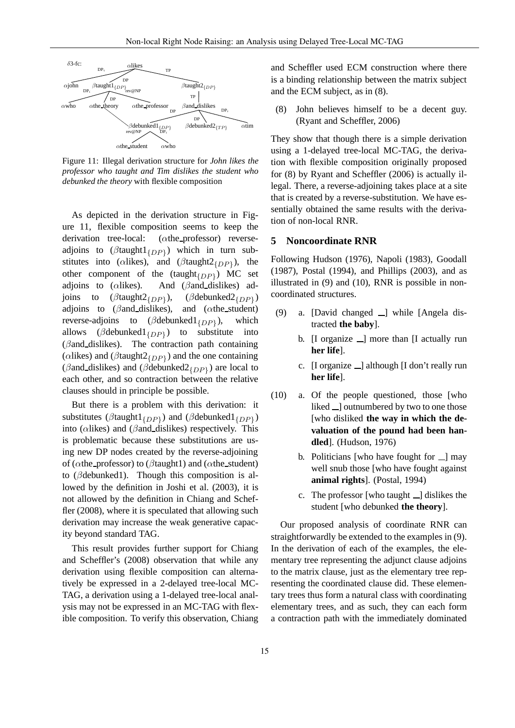δ3-fc: αlikes — DP$_i$: αjohn; DP: βtaught1$_{\{DP\}}$ (rev@NP); TP: βtaught2$_{\{DP\}}$

βtaught1$_{\{DP\}}$ — DP$_i$: αwho; DP: αthe_theory; rev@NP: αthe_professor

βtaught2$_{\{DP\}}$ — TP: βand_dislikes

βand_dislikes — DP: βdebunked1$_{\{DP\}}$; DP: βdebunked2$_{\{TP\}}$; DP$_i$: αtim

βdebunked1$_{\{DP\}}$ — rev@NP: αthe_student; DP$_i$: αwho

Figure 11: Illegal derivation structure for *John likes the professor who taught and Tim dislikes the student who debunked the theory* with flexible composition

As depicted in the derivation structure in Figure 11, flexible composition seems to keep the derivation tree-local: (αthe_professor) reverse-adjoins to (βtaught1$_{\{DP\}}$) which in turn substitutes into (αlikes), and (βtaught2$_{\{DP\}}$), the other component of the (taught$_{\{DP\}}$) MC set adjoins to (αlikes). And (βand_dislikes) adjoins to (βtaught2$_{\{DP\}}$), (βdebunked2$_{\{DP\}}$) adjoins to (βand_dislikes), and (αthe_student) reverse-adjoins to (βdebunked1$_{\{DP\}}$), which allows (βdebunked1$_{\{DP\}}$) to substitute into (βand_dislikes). The contraction path containing (αlikes) and (βtaught2$_{\{DP\}}$) and the one containing (βand_dislikes) and (βdebunked2$_{\{DP\}}$) are local to each other, and so contraction between the relative clauses should in principle be possible.

But there is a problem with this derivation: it substitutes (βtaught1$_{\{DP\}}$) and (βdebunked1$_{\{DP\}}$) into (αlikes) and (βand_dislikes) respectively. This is problematic because these substitutions are using new DP nodes created by the reverse-adjoining of (αthe_professor) to (βtaught1) and (αthe_student) to (βdebunked1). Though this composition is allowed by the definition in Joshi et al. (2003), it is not allowed by the definition in Chiang and Scheffler (2008), where it is speculated that allowing such derivation may increase the weak generative capacity beyond standard TAG.

This result provides further support for Chiang and Scheffler's (2008) observation that while any derivation using flexible composition can alternatively be expressed in a 2-delayed tree-local MC-TAG, a derivation using a 1-delayed tree-local analysis may not be expressed in an MC-TAG with flexible composition. To verify this observation, Chiang and Scheffler used ECM construction where there is a binding relationship between the matrix subject and the ECM subject, as in (8).

(8) John believes himself to be a decent guy. (Ryant and Scheffler, 2006)

They show that though there is a simple derivation using a 1-delayed tree-local MC-TAG, the derivation with flexible composition originally proposed for (8) by Ryant and Scheffler (2006) is actually illegal. There, a reverse-adjoining takes place at a site that is created by a reverse-substitution. We have essentially obtained the same results with the derivation of non-local RNR.

## 5 Noncoordinate RNR

Following Hudson (1976), Napoli (1983), Goodall (1987), Postal (1994), and Phillips (2003), and as illustrated in (9) and (10), RNR is possible in non-coordinated structures.

(9) a. [David changed __] while [Angela distracted **the baby**].

b. [I organize __] more than [I actually run **her life**].

c. [I organize __] although [I don't really run **her life**].

(10) a. Of the people questioned, those [who liked __] outnumbered by two to one those [who disliked **the way in which the devaluation of the pound had been handled**]. (Hudson, 1976)

b. Politicians [who have fought for __] may well snub those [who have fought against **animal rights**]. (Postal, 1994)

c. The professor [who taught __] dislikes the student [who debunked **the theory**].

Our proposed analysis of coordinate RNR can straightforwardly be extended to the examples in (9). In the derivation of each of the examples, the elementary tree representing the adjunct clause adjoins to the matrix clause, just as the elementary tree representing the coordinated clause did. These elementary trees thus form a natural class with coordinating elementary trees, and as such, they can each form a contraction path with the immediately dominated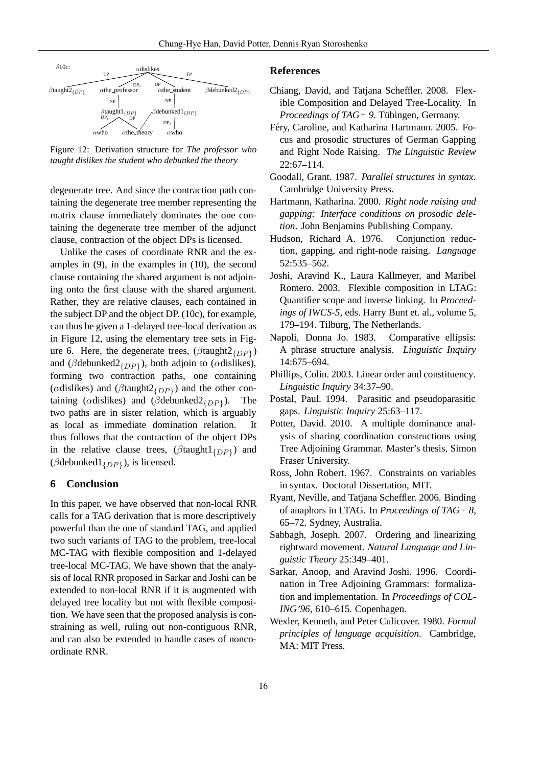δ10c:

αdislikes

TP TP

βtaught2$_{\{DP\}}$ αthe_professor αthe_student βdebunked2$_{\{DP\}}$

DP$_i$ DP

NP NP

βtaught1$_{\{DP\}}$ βdebunked1$_{\{DP\}}$

DP$_i$ DP DP$_i$

αwho αthe_theory αwho

Figure 12: Derivation structure for *The professor who taught dislikes the student who debunked the theory*

degenerate tree. And since the contraction path containing the degenerate tree member representing the matrix clause immediately dominates the one containing the degenerate tree member of the adjunct clause, contraction of the object DPs is licensed.

Unlike the cases of coordinate RNR and the examples in (9), in the examples in (10), the second clause containing the shared argument is not adjoining onto the first clause with the shared argument. Rather, they are relative clauses, each contained in the subject DP and the object DP. (10c), for example, can thus be given a 1-delayed tree-local derivation as in Figure 12, using the elementary tree sets in Figure 6. Here, the degenerate trees, ($\beta$taught2$_{\{DP\}}$) and ($\beta$debunked2$_{\{DP\}}$), both adjoin to ($\alpha$dislikes), forming two contraction paths, one containing ($\alpha$dislikes) and ($\beta$taught2$_{\{DP\}}$) and the other containing ($\alpha$dislikes) and ($\beta$debunked2$_{\{DP\}}$). The two paths are in sister relation, which is arguably as local as immediate domination relation. It thus follows that the contraction of the object DPs in the relative clause trees, ($\beta$taught1$_{\{DP\}}$) and ($\beta$debunked1$_{\{DP\}}$), is licensed.

## 6 Conclusion

In this paper, we have observed that non-local RNR calls for a TAG derivation that is more descriptively powerful than the one of standard TAG, and applied two such variants of TAG to the problem, tree-local MC-TAG with flexible composition and 1-delayed tree-local MC-TAG. We have shown that the analysis of local RNR proposed in Sarkar and Joshi can be extended to non-local RNR if it is augmented with delayed tree locality but not with flexible composition. We have seen that the proposed analysis is constraining as well, ruling out non-contiguous RNR, and can also be extended to handle cases of noncoordinate RNR.

## References

Chiang, David, and Tatjana Scheffler. 2008. Flexible Composition and Delayed Tree-Locality. In *Proceedings of TAG+ 9*. Tübingen, Germany.

Féry, Caroline, and Katharina Hartmann. 2005. Focus and prosodic structures of German Gapping and Right Node Raising. *The Linguistic Review* 22:67–114.

Goodall, Grant. 1987. *Parallel structures in syntax*. Cambridge University Press.

Hartmann, Katharina. 2000. *Right node raising and gapping: Interface conditions on prosodic deletion*. John Benjamins Publishing Company.

Hudson, Richard A. 1976. Conjunction reduction, gapping, and right-node raising. *Language* 52:535–562.

Joshi, Aravind K., Laura Kallmeyer, and Maribel Romero. 2003. Flexible composition in LTAG: Quantifier scope and inverse linking. In *Proceedings of IWCS-5*, eds. Harry Bunt et. al., volume 5, 179–194. Tilburg, The Netherlands.

Napoli, Donna Jo. 1983. Comparative ellipsis: A phrase structure analysis. *Linguistic Inquiry* 14:675–694.

Phillips, Colin. 2003. Linear order and constituency. *Linguistic Inquiry* 34:37–90.

Postal, Paul. 1994. Parasitic and pseudoparasitic gaps. *Linguistic Inquiry* 25:63–117.

Potter, David. 2010. A multiple dominance analysis of sharing coordination constructions using Tree Adjoining Grammar. Master's thesis, Simon Fraser University.

Ross, John Robert. 1967. Constraints on variables in syntax. Doctoral Dissertation, MIT.

Ryant, Neville, and Tatjana Scheffler. 2006. Binding of anaphors in LTAG. In *Proceedings of TAG+ 8*, 65–72. Sydney, Australia.

Sabbagh, Joseph. 2007. Ordering and linearizing rightward movement. *Natural Language and Linguistic Theory* 25:349–401.

Sarkar, Anoop, and Aravind Joshi. 1996. Coordination in Tree Adjoining Grammars: formalization and implementation. In *Proceedings of COLING'96*, 610–615. Copenhagen.

Wexler, Kenneth, and Peter Culicover. 1980. *Formal principles of language acquisition*. Cambridge, MA: MIT Press.